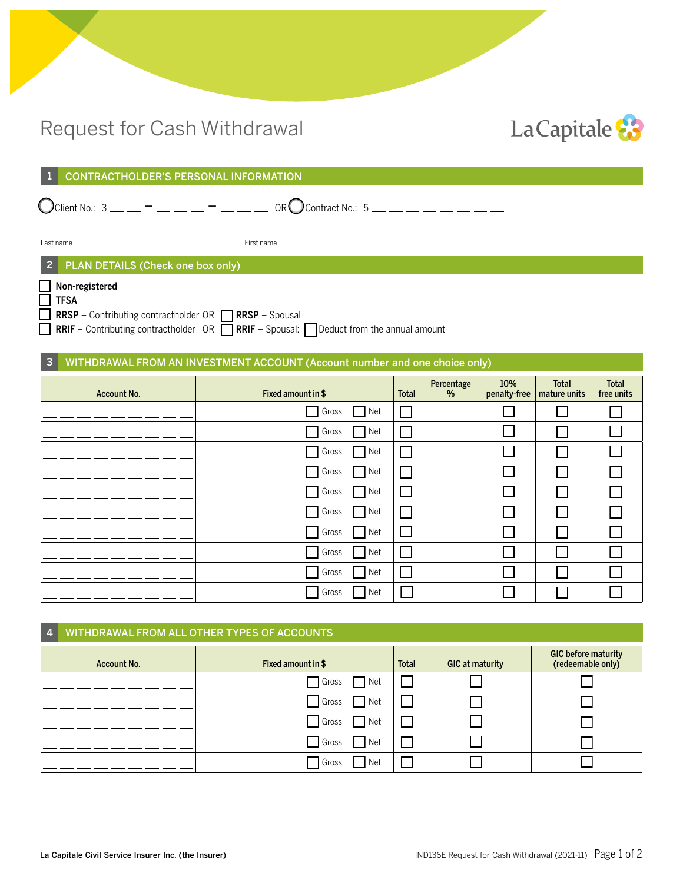# Request for Cash Withdrawal

La Capitale

## 1 CONTRACTHOLDER'S PERSONAL INFORMATION

◯ Client No.: 3 __ __ – __ __ __ – __ __ __ OR ◯ Contract No.: 5 __ __ __ __ __ __ __ __

Last name ____________________ First name ____________________

## 2 PLAN DETAILS (Check one box only)

☐ **Non-registered**
☐ **TFSA**
☐ **RRSP** – Contributing contractholder OR ☐ **RRSP** – Spousal
☐ **RRIF** – Contributing contractholder OR ☐ **RRIF** – Spousal: ☐ Deduct from the annual amount

## 3 WITHDRAWAL FROM AN INVESTMENT ACCOUNT (Account number and one choice only)

| Account No. | Fixed amount in $ | Total | Percentage % | 10% penalty-free | Total mature units | Total free units |
|---|---|---|---|---|---|---|
| __ __ __ __ __ __ __ __ __ | ☐ Gross ☐ Net | ☐ | | ☐ | ☐ | ☐ |
| __ __ __ __ __ __ __ __ __ | ☐ Gross ☐ Net | ☐ | | ☐ | ☐ | ☐ |
| __ __ __ __ __ __ __ __ __ | ☐ Gross ☐ Net | ☐ | | ☐ | ☐ | ☐ |
| __ __ __ __ __ __ __ __ __ | ☐ Gross ☐ Net | ☐ | | ☐ | ☐ | ☐ |
| __ __ __ __ __ __ __ __ __ | ☐ Gross ☐ Net | ☐ | | ☐ | ☐ | ☐ |
| __ __ __ __ __ __ __ __ __ | ☐ Gross ☐ Net | ☐ | | ☐ | ☐ | ☐ |
| __ __ __ __ __ __ __ __ __ | ☐ Gross ☐ Net | ☐ | | ☐ | ☐ | ☐ |
| __ __ __ __ __ __ __ __ __ | ☐ Gross ☐ Net | ☐ | | ☐ | ☐ | ☐ |
| __ __ __ __ __ __ __ __ __ | ☐ Gross ☐ Net | ☐ | | ☐ | ☐ | ☐ |
| __ __ __ __ __ __ __ __ __ | ☐ Gross ☐ Net | ☐ | | ☐ | ☐ | ☐ |

## 4 WITHDRAWAL FROM ALL OTHER TYPES OF ACCOUNTS

| Account No. | Fixed amount in $ | Total | GIC at maturity | GIC before maturity (redeemable only) |
|---|---|---|---|---|
| __ __ __ __ __ __ __ __ __ | ☐ Gross ☐ Net | ☐ | ☐ | ☐ |
| __ __ __ __ __ __ __ __ __ | ☐ Gross ☐ Net | ☐ | ☐ | ☐ |
| __ __ __ __ __ __ __ __ __ | ☐ Gross ☐ Net | ☐ | ☐ | ☐ |
| __ __ __ __ __ __ __ __ __ | ☐ Gross ☐ Net | ☐ | ☐ | ☐ |
| __ __ __ __ __ __ __ __ __ | ☐ Gross ☐ Net | ☐ | ☐ | ☐ |

La Capitale Civil Service Insurer Inc. (the Insurer)

IND136E Request for Cash Withdrawal (2021-11)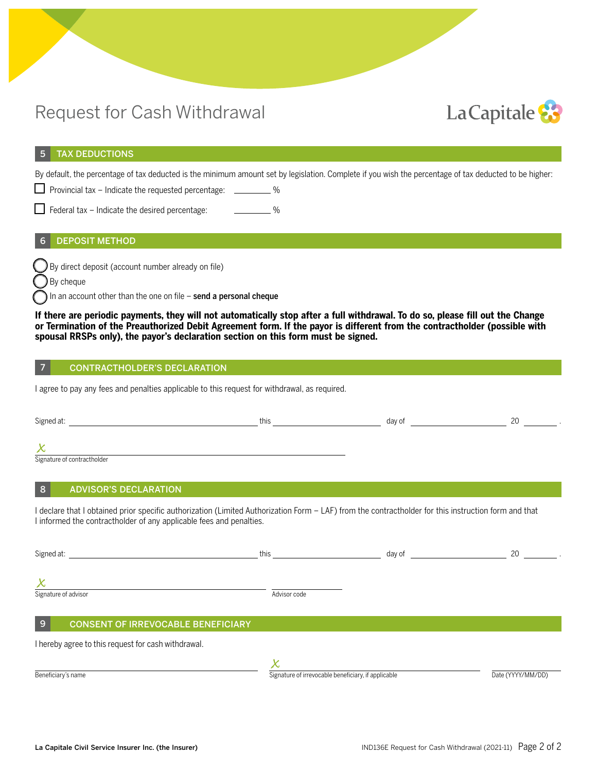# Request for Cash Withdrawal

## 5 TAX DEDUCTIONS

By default, the percentage of tax deducted is the minimum amount set by legislation. Complete if you wish the percentage of tax deducted to be higher:

☐ Provincial tax – Indicate the requested percentage: ________ %

☐ Federal tax – Indicate the desired percentage: ________ %

## 6 DEPOSIT METHOD

◯ By direct deposit (account number already on file)

◯ By cheque

◯ In an account other than the one on file – **send a personal cheque**

**If there are periodic payments, they will not automatically stop after a full withdrawal. To do so, please fill out the Change or Termination of the Preauthorized Debit Agreement form. If the payor is different from the contractholder (possible with spousal RRSPs only), the payor's declaration section on this form must be signed.**

## 7 CONTRACTHOLDER'S DECLARATION

I agree to pay any fees and penalties applicable to this request for withdrawal, as required.

Signed at: ______________________ this ______________ day of ______________ 20 ______ .

X ______________________________

Signature of contractholder

## 8 ADVISOR'S DECLARATION

I declare that I obtained prior specific authorization (Limited Authorization Form – LAF) from the contractholder for this instruction form and that I informed the contractholder of any applicable fees and penalties.

Signed at: ______________________ this ______________ day of ______________ 20 ______ .

X ______________________________ ______________

Signature of advisor Advisor code

## 9 CONSENT OF IRREVOCABLE BENEFICIARY

I hereby agree to this request for cash withdrawal.

______________________ X ______________________ ______________

Beneficiary's name Signature of irrevocable beneficiary, if applicable Date (YYYY/MM/DD)

La Capitale Civil Service Insurer Inc. (the Insurer)

IND136E Request for Cash Withdrawal (2021-11)